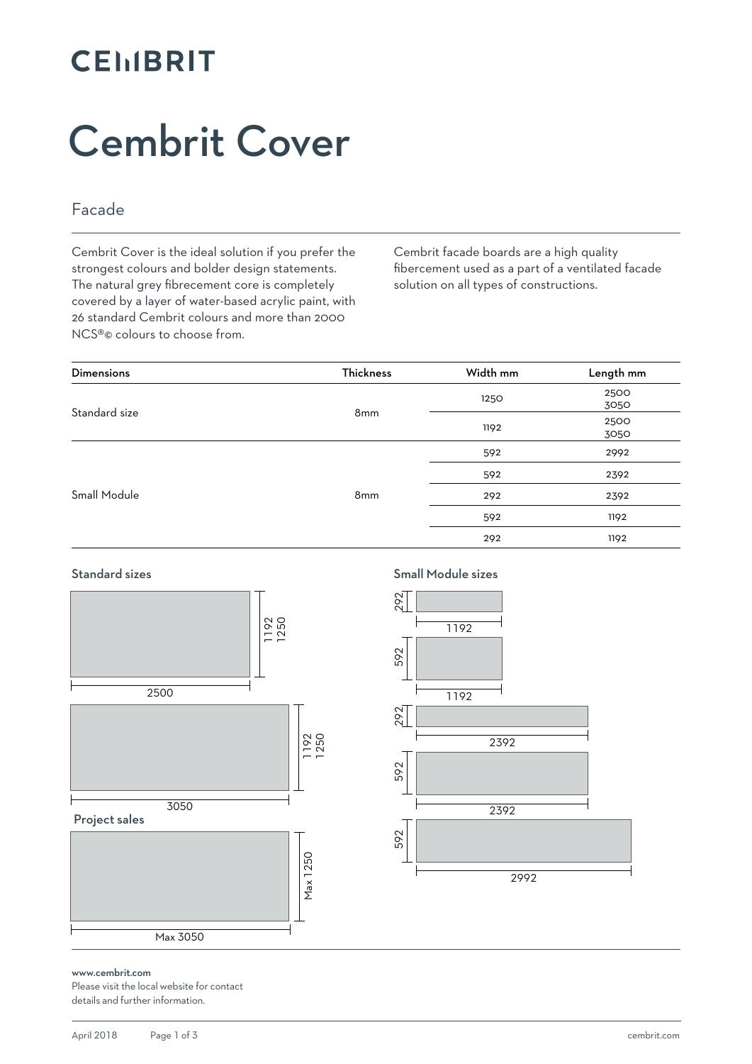CEMBRIT

# Cembrit Cover

## Facade

Cembrit Cover is the ideal solution if you prefer the strongest colours and bolder design statements. The natural grey fibrecement core is completely covered by a layer of water-based acrylic paint, with 26 standard Cembrit colours and more than 2000 NCS®© colours to choose from.

Cembrit facade boards are a high quality fibercement used as a part of a ventilated facade solution on all types of constructions.

| Dimensions | Thickness | Width mm | Length mm |
|---|---|---|---|
| Standard size | 8mm | 1250 | 2500<br>3050 |
| | | 1192 | 2500<br>3050 |
| Small Module | 8mm | 592 | 2992 |
| | | 592 | 2392 |
| | | 292 | 2392 |
| | | 592 | 1192 |
| | | 292 | 1192 |

### Standard sizes

1192 / 1250 × 2500

1192 / 1250 × 3050

### Project sales

Max 1250 × Max 3050

### Small Module sizes

292 × 1192

592 × 1192

292 × 2392

592 × 2392

592 × 2992

www.cembrit.com
Please visit the local website for contact details and further information.

April 2018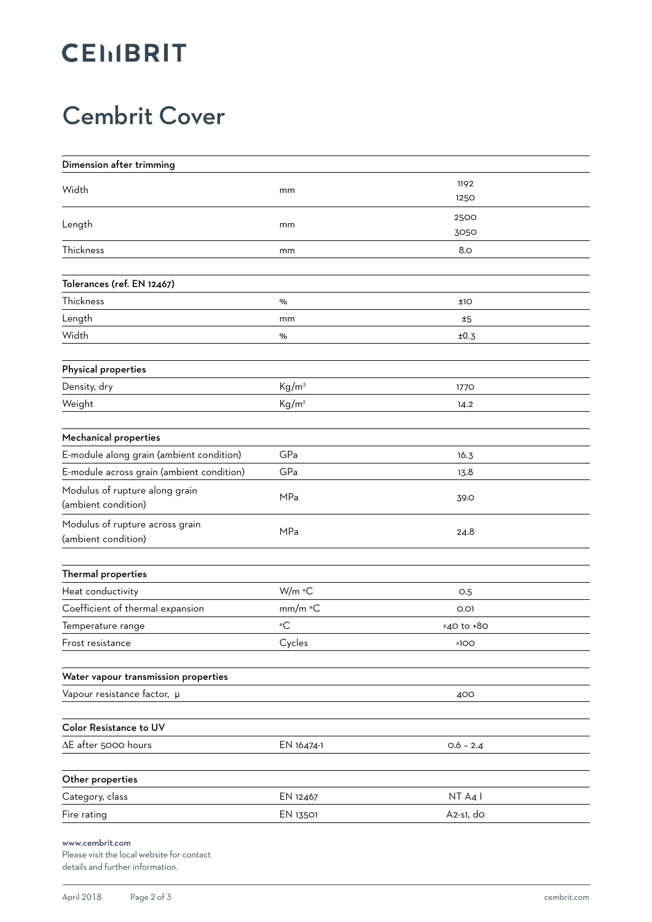CEMBRIT

# Cembrit Cover

| Dimension after trimming | | |
|---|---|---|
| Width | mm | 1192<br>1250 |
| Length | mm | 2500<br>3050 |
| Thickness | mm | 8.0 |

| Tolerances (ref. EN 12467) | | |
|---|---|---|
| Thickness | % | ±10 |
| Length | mm | ±5 |
| Width | % | ±0.3 |

| Physical properties | | |
|---|---|---|
| Density, dry | $Kg/m^3$ | 1770 |
| Weight | $Kg/m^2$ | 14.2 |

| Mechanical properties | | |
|---|---|---|
| E-module along grain (ambient condition) | GPa | 16.3 |
| E-module across grain (ambient condition) | GPa | 13.8 |
| Modulus of rupture along grain (ambient condition) | MPa | 39.0 |
| Modulus of rupture across grain (ambient condition) | MPa | 24.8 |

| Thermal properties | | |
|---|---|---|
| Heat conductivity | W/m °C | 0.5 |
| Coefficient of thermal expansion | mm/m °C | 0.01 |
| Temperature range | °C | ÷40 to +80 |
| Frost resistance | Cycles | >100 |

| Water vapour transmission properties | | |
|---|---|---|
| Vapour resistance factor, μ | | 400 |

| Color Resistance to UV | | |
|---|---|---|
| ΔE after 5000 hours | EN 16474-1 | 0.6 – 2.4 |

| Other properties | | |
|---|---|---|
| Category, class | EN 12467 | NT A4 I |
| Fire rating | EN 13501 | A2-s1, d0 |

www.cembrit.com
Please visit the local website for contact details and further information.

April 2018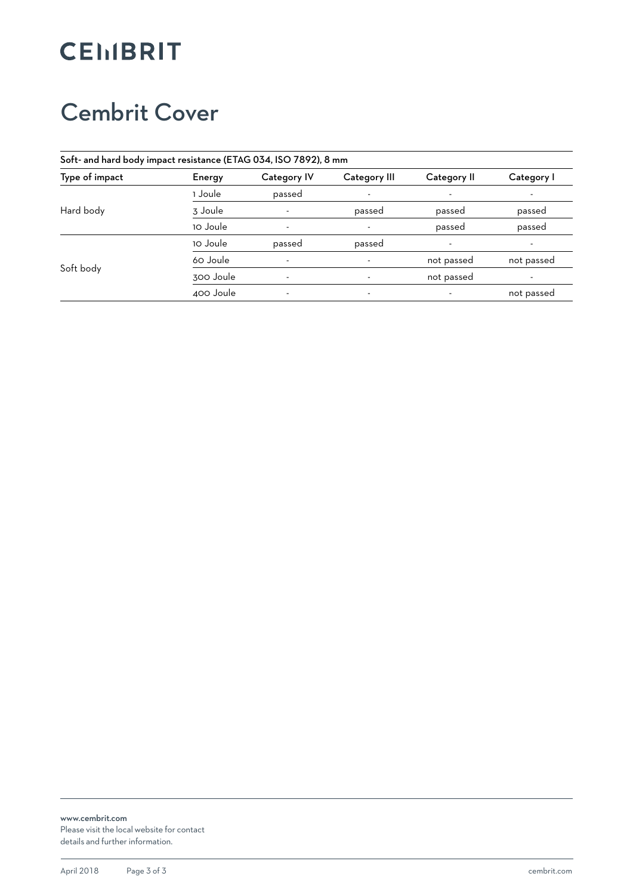# Cembrit Cover

**Soft- and hard body impact resistance (ETAG 034, ISO 7892), 8 mm**

| Type of impact | Energy | Category IV | Category III | Category II | Category I |
|---|---|---|---|---|---|
| Hard body | 1 Joule | passed | - | - | - |
| | 3 Joule | - | passed | passed | passed |
| | 10 Joule | - | - | passed | passed |
| Soft body | 10 Joule | passed | passed | - | - |
| | 60 Joule | - | - | not passed | not passed |
| | 300 Joule | - | - | not passed | - |
| | 400 Joule | - | - | - | not passed |

**www.cembrit.com**
Please visit the local website for contact details and further information.

April 2018